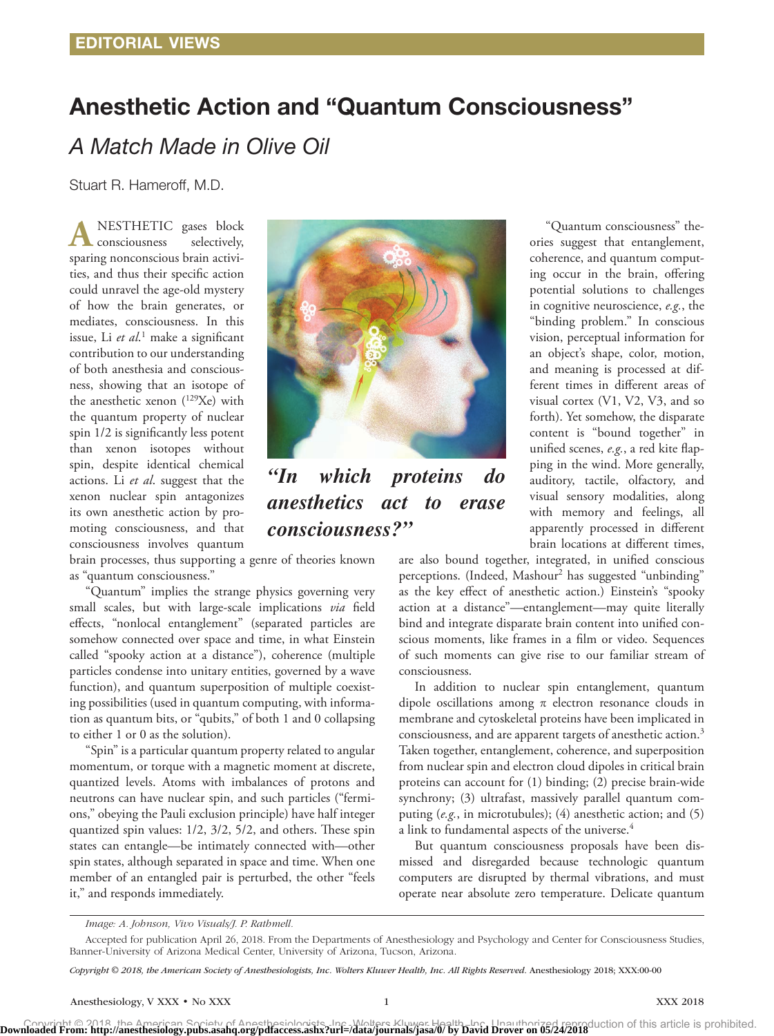EDITORIAL VIEWS

# Anesthetic Action and "Quantum Consciousness"

## *A Match Made in Olive Oil*

Stuart R. Hameroff, M.D.

ANESTHETIC gases block consciousness selectively, sparing nonconscious brain activities, and thus their specific action could unravel the age-old mystery of how the brain generates, or mediates, consciousness. In this issue, Li *et al.*[1] make a significant contribution to our understanding of both anesthesia and consciousness, showing that an isotope of the anesthetic xenon ($^{129}$Xe) with the quantum property of nuclear spin 1/2 is significantly less potent than xenon isotopes without spin, despite identical chemical actions. Li *et al.* suggest that the xenon nuclear spin antagonizes its own anesthetic action by promoting consciousness, and that consciousness involves quantum brain processes, thus supporting a genre of theories known as "quantum consciousness."

***"In which proteins do anesthetics act to erase consciousness?"***

"Quantum" implies the strange physics governing very small scales, but with large-scale implications *via* field effects, "nonlocal entanglement" (separated particles are somehow connected over space and time, in what Einstein called "spooky action at a distance"), coherence (multiple particles condense into unitary entities, governed by a wave function), and quantum superposition of multiple coexisting possibilities (used in quantum computing, with information as quantum bits, or "qubits," of both 1 and 0 collapsing to either 1 or 0 as the solution).

"Spin" is a particular quantum property related to angular momentum, or torque with a magnetic moment at discrete, quantized levels. Atoms with imbalances of protons and neutrons can have nuclear spin, and such particles ("fermions," obeying the Pauli exclusion principle) have half integer quantized spin values: 1/2, 3/2, 5/2, and others. These spin states can entangle—be intimately connected with—other spin states, although separated in space and time. When one member of an entangled pair is perturbed, the other "feels it," and responds immediately.

"Quantum consciousness" theories suggest that entanglement, coherence, and quantum computing occur in the brain, offering potential solutions to challenges in cognitive neuroscience, *e.g.*, the "binding problem." In conscious vision, perceptual information for an object's shape, color, motion, and meaning is processed at different times in different areas of visual cortex (V1, V2, V3, and so forth). Yet somehow, the disparate content is "bound together" in unified scenes, *e.g.*, a red kite flapping in the wind. More generally, auditory, tactile, olfactory, and visual sensory modalities, along with memory and feelings, all apparently processed in different brain locations at different times, are also bound together, integrated, in unified conscious perceptions. (Indeed, Mashour[2] has suggested "unbinding" as the key effect of anesthetic action.) Einstein's "spooky action at a distance"—entanglement—may quite literally bind and integrate disparate brain content into unified conscious moments, like frames in a film or video. Sequences of such moments can give rise to our familiar stream of consciousness.

In addition to nuclear spin entanglement, quantum dipole oscillations among $\pi$ electron resonance clouds in membrane and cytoskeletal proteins have been implicated in consciousness, and are apparent targets of anesthetic action.[3] Taken together, entanglement, coherence, and superposition from nuclear spin and electron cloud dipoles in critical brain proteins can account for (1) binding; (2) precise brain-wide synchrony; (3) ultrafast, massively parallel quantum computing (*e.g.*, in microtubules); (4) anesthetic action; and (5) a link to fundamental aspects of the universe.[4]

But quantum consciousness proposals have been dismissed and disregarded because technologic quantum computers are disrupted by thermal vibrations, and must operate near absolute zero temperature. Delicate quantum

*Image: A. Johnson, Vivo Visuals/J. P. Rathmell.*

Accepted for publication April 26, 2018. From the Departments of Anesthesiology and Psychology and Center for Consciousness Studies, Banner-University of Arizona Medical Center, University of Arizona, Tucson, Arizona.

*Copyright © 2018, the American Society of Anesthesiologists, Inc. Wolters Kluwer Health, Inc. All Rights Reserved.* Anesthesiology 2018; XXX:00-00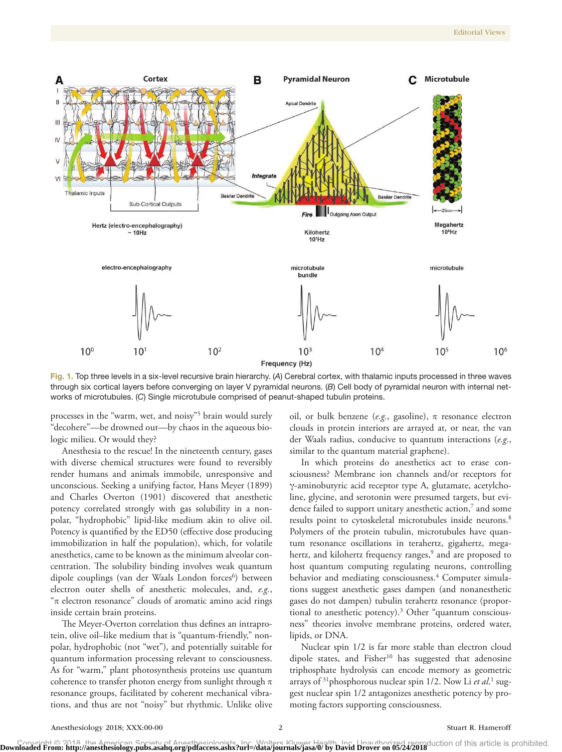**Fig. 1.** Top three levels in a six-level recursive brain hierarchy. (*A*) Cerebral cortex, with thalamic inputs processed in three waves through six cortical layers before converging on layer V pyramidal neurons. (*B*) Cell body of pyramidal neuron with internal networks of microtubules. (*C*) Single microtubule comprised of peanut-shaped tubulin proteins.

processes in the "warm, wet, and noisy"[5] brain would surely "decohere"—be drowned out—by chaos in the aqueous biologic milieu. Or would they?

Anesthesia to the rescue! In the nineteenth century, gases with diverse chemical structures were found to reversibly render humans and animals immobile, unresponsive and unconscious. Seeking a unifying factor, Hans Meyer (1899) and Charles Overton (1901) discovered that anesthetic potency correlated strongly with gas solubility in a nonpolar, "hydrophobic" lipid-like medium akin to olive oil. Potency is quantified by the ED50 (effective dose producing immobilization in half the population), which, for volatile anesthetics, came to be known as the minimum alveolar concentration. The solubility binding involves weak quantum dipole couplings (van der Waals London forces[6]) between electron outer shells of anesthetic molecules, and, *e.g.*, "π electron resonance" clouds of aromatic amino acid rings inside certain brain proteins.

The Meyer-Overton correlation thus defines an intraprotein, olive oil–like medium that is "quantum-friendly," nonpolar, hydrophobic (not "wet"), and potentially suitable for quantum information processing relevant to consciousness. As for "warm," plant photosynthesis proteins use quantum coherence to transfer photon energy from sunlight through π resonance groups, facilitated by coherent mechanical vibrations, and thus are not "noisy" but rhythmic. Unlike olive oil, or bulk benzene (*e.g.*, gasoline), π resonance electron clouds in protein interiors are arrayed at, or near, the van der Waals radius, conducive to quantum interactions (*e.g.*, similar to the quantum material graphene).

In which proteins do anesthetics act to erase consciousness? Membrane ion channels and/or receptors for γ-aminobutyric acid receptor type A, glutamate, acetylcholine, glycine, and serotonin were presumed targets, but evidence failed to support unitary anesthetic action,[7] and some results point to cytoskeletal microtubules inside neurons.[8] Polymers of the protein tubulin, microtubules have quantum resonance oscillations in terahertz, gigahertz, megahertz, and kilohertz frequency ranges,[9] and are proposed to host quantum computing regulating neurons, controlling behavior and mediating consciousness.[4] Computer simulations suggest anesthetic gases dampen (and nonanesthetic gases do not dampen) tubulin terahertz resonance (proportional to anesthetic potency).[3] Other "quantum consciousness" theories involve membrane proteins, ordered water, lipids, or DNA.

Nuclear spin 1/2 is far more stable than electron cloud dipole states, and Fisher[10] has suggested that adenosine triphosphate hydrolysis can encode memory as geometric arrays of $^{31}$phosphorous nuclear spin 1/2. Now Li *et al.*[1] suggest nuclear spin 1/2 antagonizes anesthetic potency by promoting factors supporting consciousness.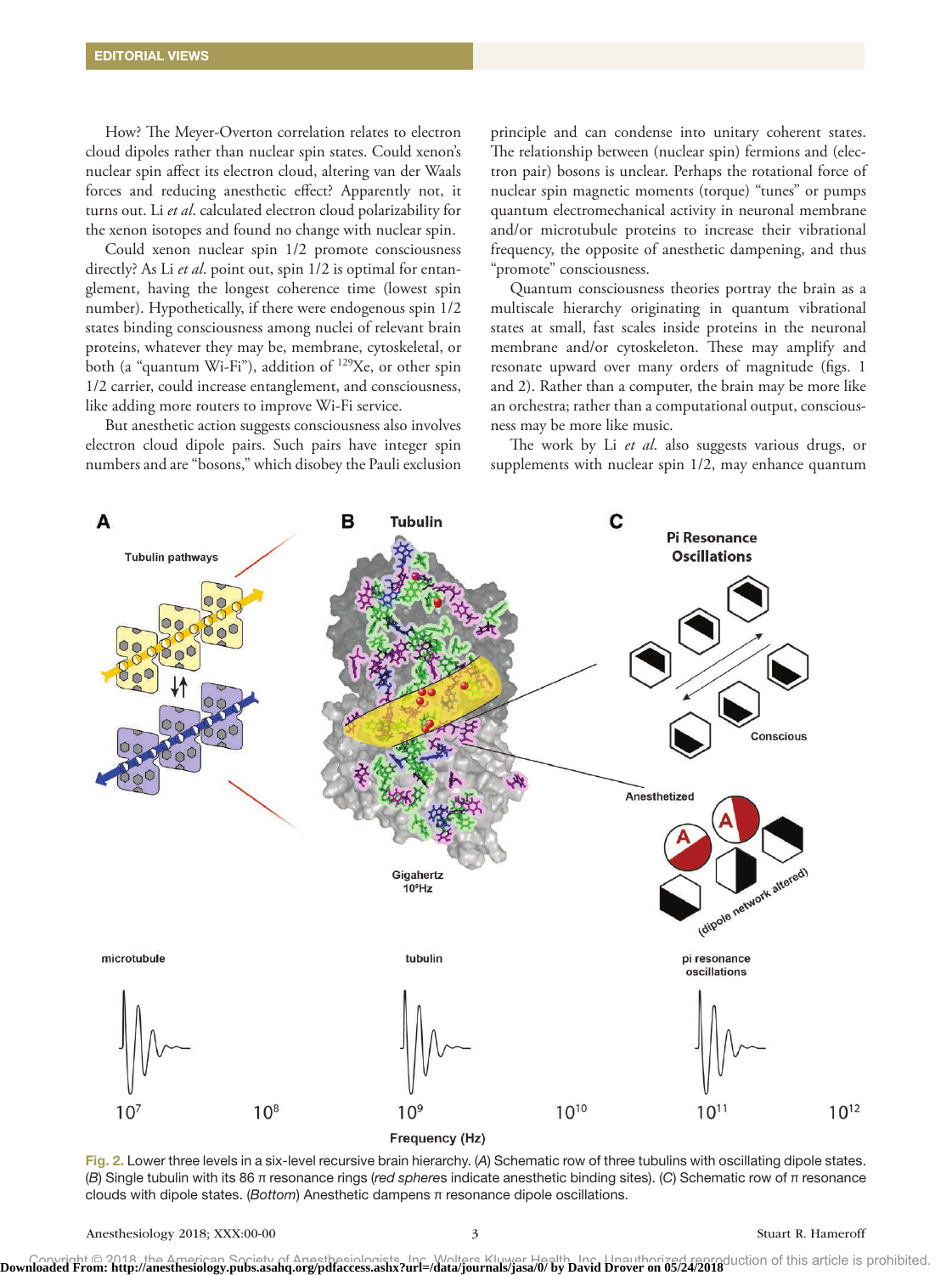How? The Meyer-Overton correlation relates to electron cloud dipoles rather than nuclear spin states. Could xenon's nuclear spin affect its electron cloud, altering van der Waals forces and reducing anesthetic effect? Apparently not, it turns out. Li *et al.* calculated electron cloud polarizability for the xenon isotopes and found no change with nuclear spin.

Could xenon nuclear spin 1/2 promote consciousness directly? As Li *et al.* point out, spin 1/2 is optimal for entanglement, having the longest coherence time (lowest spin number). Hypothetically, if there were endogenous spin 1/2 states binding consciousness among nuclei of relevant brain proteins, whatever they may be, membrane, cytoskeletal, or both (a "quantum Wi-Fi"), addition of $^{129}$Xe, or other spin 1/2 carrier, could increase entanglement, and consciousness, like adding more routers to improve Wi-Fi service.

But anesthetic action suggests consciousness also involves electron cloud dipole pairs. Such pairs have integer spin numbers and are "bosons," which disobey the Pauli exclusion principle and can condense into unitary coherent states. The relationship between (nuclear spin) fermions and (electron pair) bosons is unclear. Perhaps the rotational force of nuclear spin magnetic moments (torque) "tunes" or pumps quantum electromechanical activity in neuronal membrane and/or microtubule proteins to increase their vibrational frequency, the opposite of anesthetic dampening, and thus "promote" consciousness.

Quantum consciousness theories portray the brain as a multiscale hierarchy originating in quantum vibrational states at small, fast scales inside proteins in the neuronal membrane and/or cytoskeleton. These may amplify and resonate upward over many orders of magnitude (figs. 1 and 2). Rather than a computer, the brain may be more like an orchestra; rather than a computational output, consciousness may be more like music.

The work by Li *et al.* also suggests various drugs, or supplements with nuclear spin 1/2, may enhance quantum

Fig. 2. Lower three levels in a six-level recursive brain hierarchy. (*A*) Schematic row of three tubulins with oscillating dipole states. (*B*) Single tubulin with its 86 π resonance rings (*red spheres* indicate anesthetic binding sites). (*C*) Schematic row of π resonance clouds with dipole states. (*Bottom*) Anesthetic dampens π resonance dipole oscillations.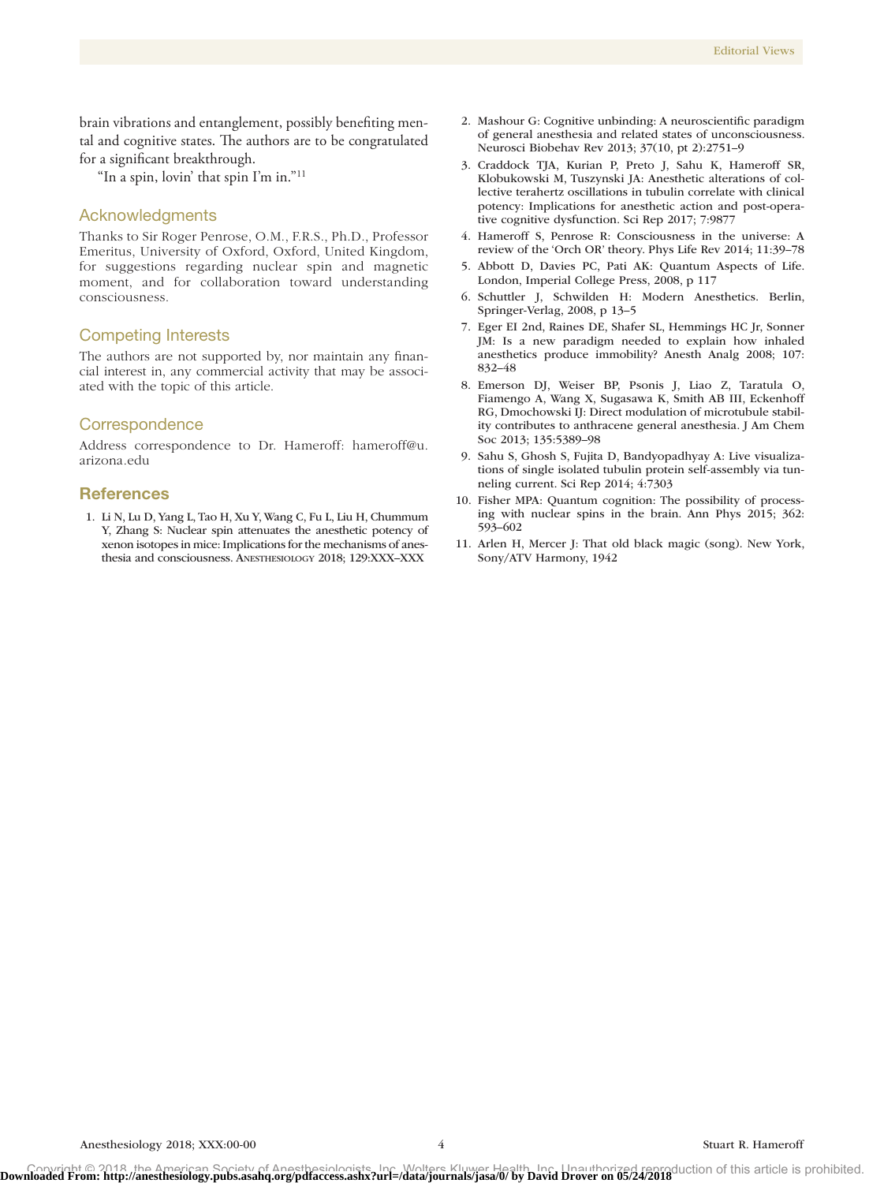brain vibrations and entanglement, possibly benefiting mental and cognitive states. The authors are to be congratulated for a significant breakthrough.

"In a spin, lovin' that spin I'm in."[11]

## Acknowledgments

Thanks to Sir Roger Penrose, O.M., F.R.S., Ph.D., Professor Emeritus, University of Oxford, Oxford, United Kingdom, for suggestions regarding nuclear spin and magnetic moment, and for collaboration toward understanding consciousness.

## Competing Interests

The authors are not supported by, nor maintain any financial interest in, any commercial activity that may be associated with the topic of this article.

## Correspondence

Address correspondence to Dr. Hameroff: hameroff@u.arizona.edu

## References

1. Li N, Lu D, Yang L, Tao H, Xu Y, Wang C, Fu L, Liu H, Chummum Y, Zhang S: Nuclear spin attenuates the anesthetic potency of xenon isotopes in mice: Implications for the mechanisms of anesthesia and consciousness. Anesthesiology 2018; 129:XXX–XXX
2. Mashour G: Cognitive unbinding: A neuroscientific paradigm of general anesthesia and related states of unconsciousness. Neurosci Biobehav Rev 2013; 37(10, pt 2):2751–9
3. Craddock TJA, Kurian P, Preto J, Sahu K, Hameroff SR, Klobukowski M, Tuszynski JA: Anesthetic alterations of collective terahertz oscillations in tubulin correlate with clinical potency: Implications for anesthetic action and post-operative cognitive dysfunction. Sci Rep 2017; 7:9877
4. Hameroff S, Penrose R: Consciousness in the universe: A review of the 'Orch OR' theory. Phys Life Rev 2014; 11:39–78
5. Abbott D, Davies PC, Pati AK: Quantum Aspects of Life. London, Imperial College Press, 2008, p 117
6. Schuttler J, Schwilden H: Modern Anesthetics. Berlin, Springer-Verlag, 2008, p 13–5
7. Eger EI 2nd, Raines DE, Shafer SL, Hemmings HC Jr, Sonner JM: Is a new paradigm needed to explain how inhaled anesthetics produce immobility? Anesth Analg 2008; 107: 832–48
8. Emerson DJ, Weiser BP, Psonis J, Liao Z, Taratula O, Fiamengo A, Wang X, Sugasawa K, Smith AB III, Eckenhoff RG, Dmochowski IJ: Direct modulation of microtubule stability contributes to anthracene general anesthesia. J Am Chem Soc 2013; 135:5389–98
9. Sahu S, Ghosh S, Fujita D, Bandyopadhyay A: Live visualizations of single isolated tubulin protein self-assembly via tunneling current. Sci Rep 2014; 4:7303
10. Fisher MPA: Quantum cognition: The possibility of processing with nuclear spins in the brain. Ann Phys 2015; 362: 593–602
11. Arlen H, Mercer J: That old black magic (song). New York, Sony/ATV Harmony, 1942